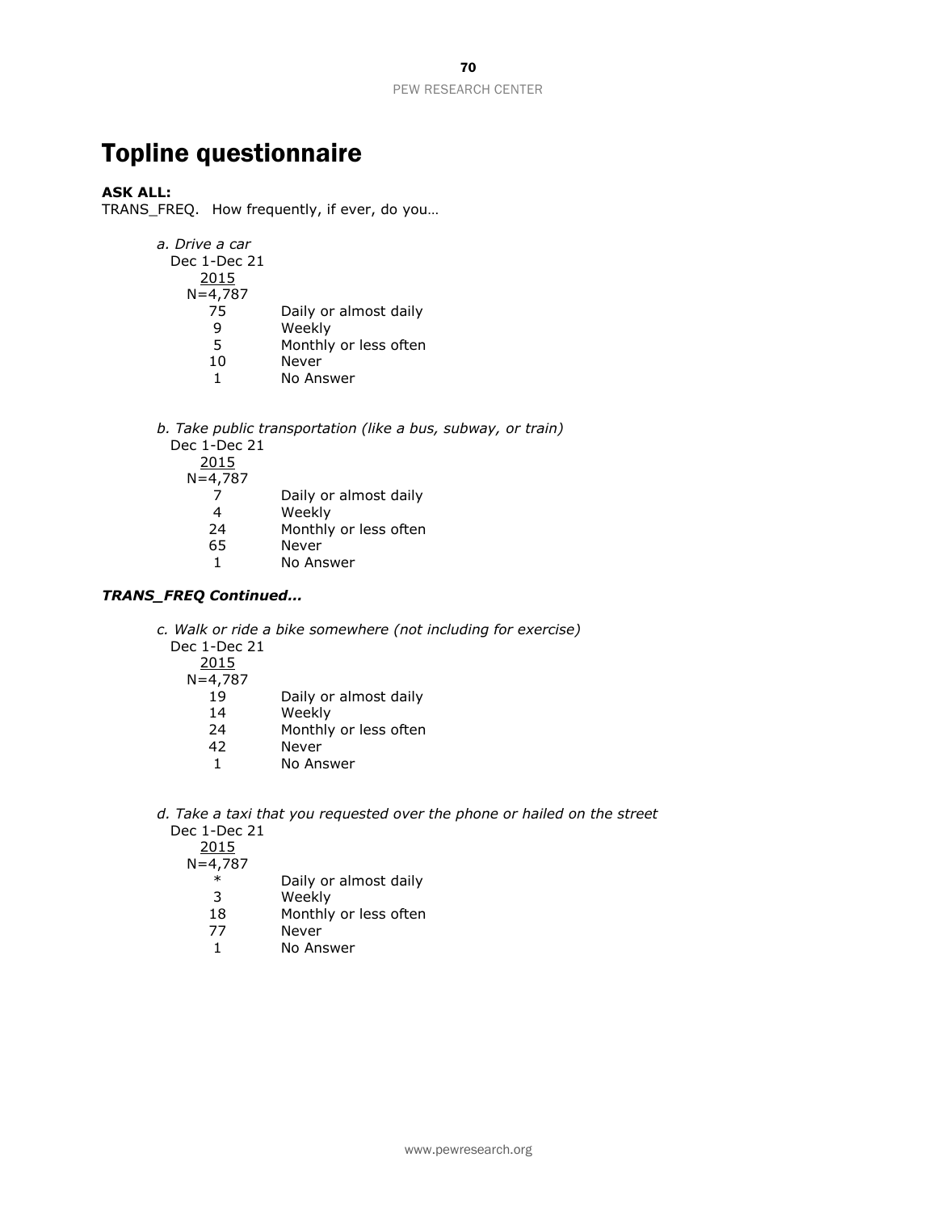# Topline questionnaire

**ASK ALL:**
TRANS_FREQ. How frequently, if ever, do you…

*a. Drive a car*

| Dec 1-Dec 21 2015 N=4,787 | |
|---|---|
| 75 | Daily or almost daily |
| 9 | Weekly |
| 5 | Monthly or less often |
| 10 | Never |
| 1 | No Answer |

*b. Take public transportation (like a bus, subway, or train)*

| Dec 1-Dec 21 2015 N=4,787 | |
|---|---|
| 7 | Daily or almost daily |
| 4 | Weekly |
| 24 | Monthly or less often |
| 65 | Never |
| 1 | No Answer |

***TRANS_FREQ Continued…***

*c. Walk or ride a bike somewhere (not including for exercise)*

| Dec 1-Dec 21 2015 N=4,787 | |
|---|---|
| 19 | Daily or almost daily |
| 14 | Weekly |
| 24 | Monthly or less often |
| 42 | Never |
| 1 | No Answer |

*d. Take a taxi that you requested over the phone or hailed on the street*

| Dec 1-Dec 21 2015 N=4,787 | |
|---|---|
| * | Daily or almost daily |
| 3 | Weekly |
| 18 | Monthly or less often |
| 77 | Never |
| 1 | No Answer |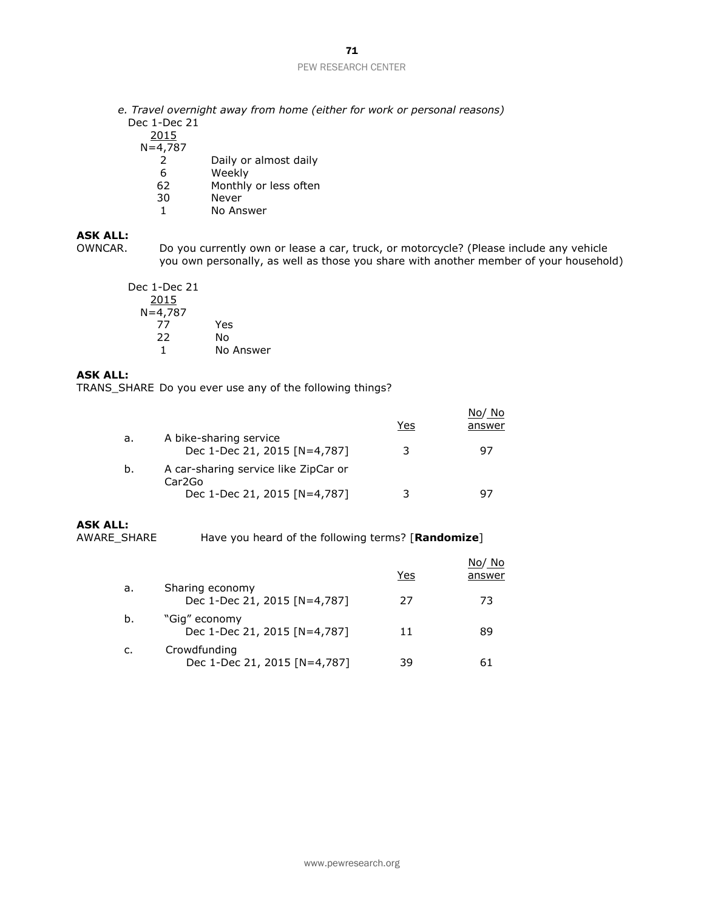*e. Travel overnight away from home (either for work or personal reasons)*

| Dec 1-Dec 21 2015 N=4,787 | |
|---|---|
| 2 | Daily or almost daily |
| 6 | Weekly |
| 62 | Monthly or less often |
| 30 | Never |
| 1 | No Answer |

**ASK ALL:**

OWNCAR. Do you currently own or lease a car, truck, or motorcycle? (Please include any vehicle you own personally, as well as those you share with another member of your household)

| Dec 1-Dec 21 2015 N=4,787 | |
|---|---|
| 77 | Yes |
| 22 | No |
| 1 | No Answer |

**ASK ALL:**

TRANS_SHARE Do you ever use any of the following things?

| | | Yes | No/ No answer |
|---|---|---|---|
| a. | A bike-sharing service | | |
| | Dec 1-Dec 21, 2015 [N=4,787] | 3 | 97 |
| b. | A car-sharing service like ZipCar or Car2Go | | |
| | Dec 1-Dec 21, 2015 [N=4,787] | 3 | 97 |

**ASK ALL:**

AWARE_SHARE Have you heard of the following terms? [**Randomize**]

| | | Yes | No/ No answer |
|---|---|---|---|
| a. | Sharing economy | | |
| | Dec 1-Dec 21, 2015 [N=4,787] | 27 | 73 |
| b. | "Gig" economy | | |
| | Dec 1-Dec 21, 2015 [N=4,787] | 11 | 89 |
| c. | Crowdfunding | | |
| | Dec 1-Dec 21, 2015 [N=4,787] | 39 | 61 |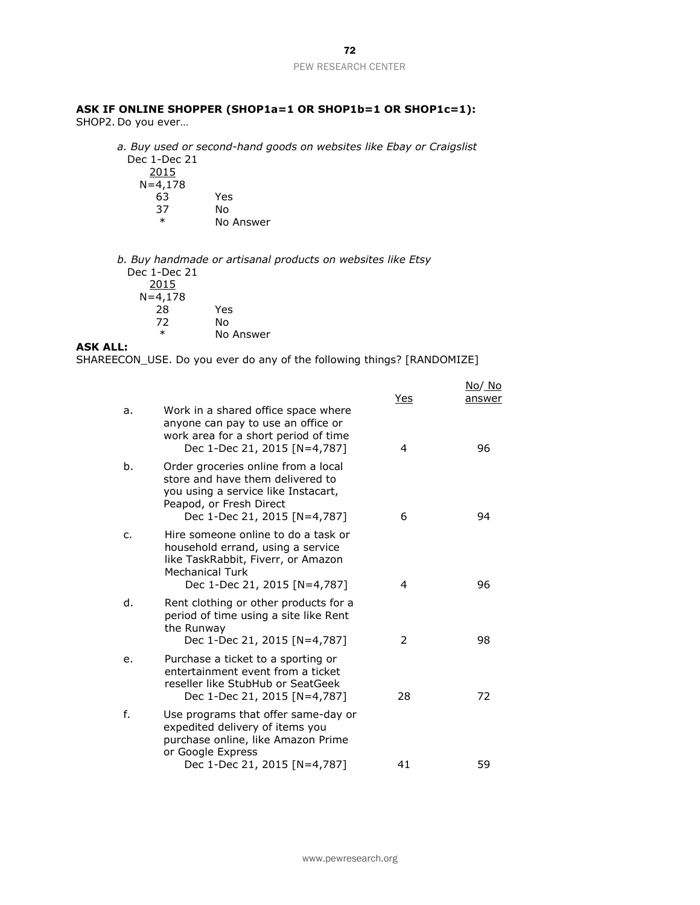**ASK IF ONLINE SHOPPER (SHOP1a=1 OR SHOP1b=1 OR SHOP1c=1):**

SHOP2. Do you ever…

*a. Buy used or second-hand goods on websites like Ebay or Craigslist*

| Dec 1-Dec 21 2015 N=4,178 | |
|---|---|
| 63 | Yes |
| 37 | No |
| * | No Answer |

*b. Buy handmade or artisanal products on websites like Etsy*

| Dec 1-Dec 21 2015 N=4,178 | |
|---|---|
| 28 | Yes |
| 72 | No |
| * | No Answer |

**ASK ALL:**

SHAREECON_USE. Do you ever do any of the following things? [RANDOMIZE]

| | | Yes | No/ No answer |
|---|---|---|---|
| a. | Work in a shared office space where anyone can pay to use an office or work area for a short period of time<br>Dec 1-Dec 21, 2015 [N=4,787] | 4 | 96 |
| b. | Order groceries online from a local store and have them delivered to you using a service like Instacart, Peapod, or Fresh Direct<br>Dec 1-Dec 21, 2015 [N=4,787] | 6 | 94 |
| c. | Hire someone online to do a task or household errand, using a service like TaskRabbit, Fiverr, or Amazon Mechanical Turk<br>Dec 1-Dec 21, 2015 [N=4,787] | 4 | 96 |
| d. | Rent clothing or other products for a period of time using a site like Rent the Runway<br>Dec 1-Dec 21, 2015 [N=4,787] | 2 | 98 |
| e. | Purchase a ticket to a sporting or entertainment event from a ticket reseller like StubHub or SeatGeek<br>Dec 1-Dec 21, 2015 [N=4,787] | 28 | 72 |
| f. | Use programs that offer same-day or expedited delivery of items you purchase online, like Amazon Prime or Google Express<br>Dec 1-Dec 21, 2015 [N=4,787] | 41 | 59 |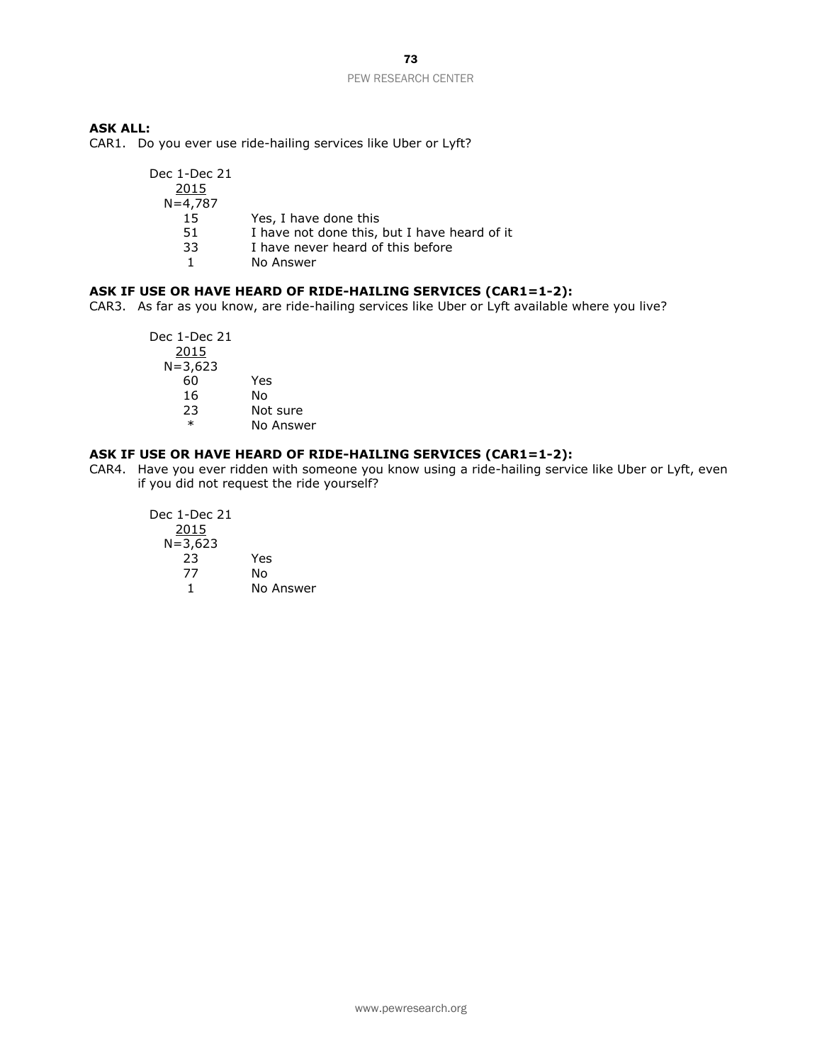**ASK ALL:**

CAR1. Do you ever use ride-hailing services like Uber or Lyft?

| Dec 1-Dec 21 2015 N=4,787 | |
|---|---|
| 15 | Yes, I have done this |
| 51 | I have not done this, but I have heard of it |
| 33 | I have never heard of this before |
| 1 | No Answer |

**ASK IF USE OR HAVE HEARD OF RIDE-HAILING SERVICES (CAR1=1-2):**

CAR3. As far as you know, are ride-hailing services like Uber or Lyft available where you live?

| Dec 1-Dec 21 2015 N=3,623 | |
|---|---|
| 60 | Yes |
| 16 | No |
| 23 | Not sure |
| * | No Answer |

**ASK IF USE OR HAVE HEARD OF RIDE-HAILING SERVICES (CAR1=1-2):**

CAR4. Have you ever ridden with someone you know using a ride-hailing service like Uber or Lyft, even if you did not request the ride yourself?

| Dec 1-Dec 21 2015 N=3,623 | |
|---|---|
| 23 | Yes |
| 77 | No |
| 1 | No Answer |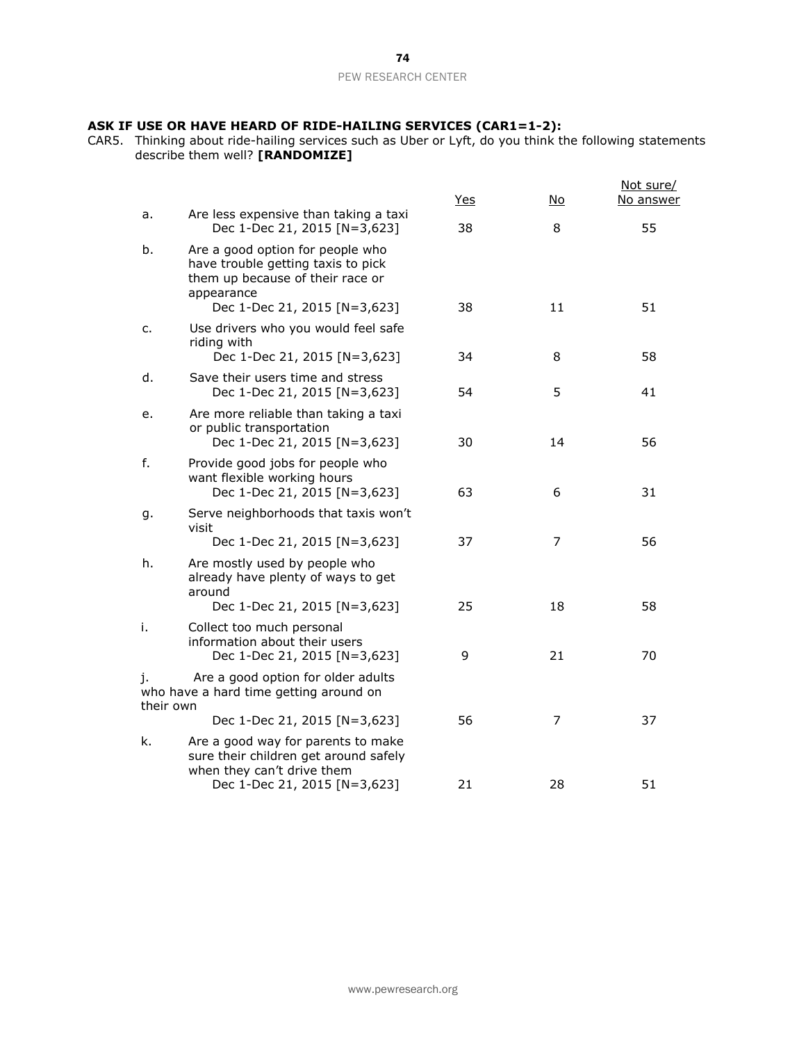**ASK IF USE OR HAVE HEARD OF RIDE-HAILING SERVICES (CAR1=1-2):**

CAR5. Thinking about ride-hailing services such as Uber or Lyft, do you think the following statements describe them well? **[RANDOMIZE]**

| | | Yes | No | Not sure/ No answer |
|---|---|---|---|---|
| a. | Are less expensive than taking a taxi | | | |
| | Dec 1-Dec 21, 2015 [N=3,623] | 38 | 8 | 55 |
| b. | Are a good option for people who have trouble getting taxis to pick them up because of their race or appearance | | | |
| | Dec 1-Dec 21, 2015 [N=3,623] | 38 | 11 | 51 |
| c. | Use drivers who you would feel safe riding with | | | |
| | Dec 1-Dec 21, 2015 [N=3,623] | 34 | 8 | 58 |
| d. | Save their users time and stress | | | |
| | Dec 1-Dec 21, 2015 [N=3,623] | 54 | 5 | 41 |
| e. | Are more reliable than taking a taxi or public transportation | | | |
| | Dec 1-Dec 21, 2015 [N=3,623] | 30 | 14 | 56 |
| f. | Provide good jobs for people who want flexible working hours | | | |
| | Dec 1-Dec 21, 2015 [N=3,623] | 63 | 6 | 31 |
| g. | Serve neighborhoods that taxis won't visit | | | |
| | Dec 1-Dec 21, 2015 [N=3,623] | 37 | 7 | 56 |
| h. | Are mostly used by people who already have plenty of ways to get around | | | |
| | Dec 1-Dec 21, 2015 [N=3,623] | 25 | 18 | 58 |
| i. | Collect too much personal information about their users | | | |
| | Dec 1-Dec 21, 2015 [N=3,623] | 9 | 21 | 70 |
| j. | Are a good option for older adults who have a hard time getting around on their own | | | |
| | Dec 1-Dec 21, 2015 [N=3,623] | 56 | 7 | 37 |
| k. | Are a good way for parents to make sure their children get around safely when they can't drive them | | | |
| | Dec 1-Dec 21, 2015 [N=3,623] | 21 | 28 | 51 |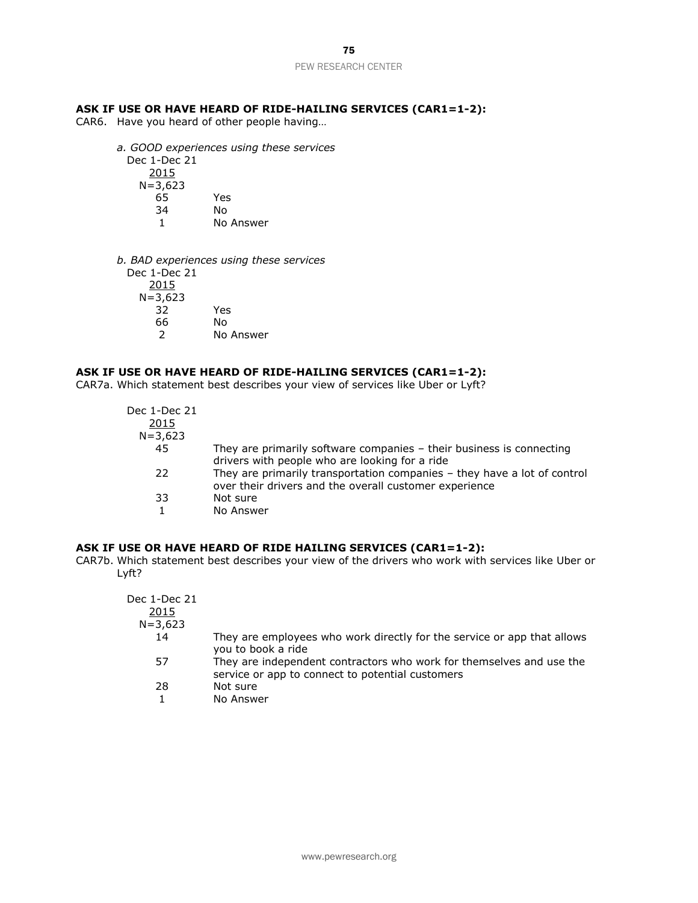**ASK IF USE OR HAVE HEARD OF RIDE-HAILING SERVICES (CAR1=1-2):**

CAR6. Have you heard of other people having…

*a. GOOD experiences using these services*

| Dec 1-Dec 21 2015 N=3,623 | |
|---|---|
| 65 | Yes |
| 34 | No |
| 1 | No Answer |

*b. BAD experiences using these services*

| Dec 1-Dec 21 2015 N=3,623 | |
|---|---|
| 32 | Yes |
| 66 | No |
| 2 | No Answer |

**ASK IF USE OR HAVE HEARD OF RIDE-HAILING SERVICES (CAR1=1-2):**

CAR7a. Which statement best describes your view of services like Uber or Lyft?

| Dec 1-Dec 21 2015 N=3,623 | |
|---|---|
| 45 | They are primarily software companies – their business is connecting drivers with people who are looking for a ride |
| 22 | They are primarily transportation companies – they have a lot of control over their drivers and the overall customer experience |
| 33 | Not sure |
| 1 | No Answer |

**ASK IF USE OR HAVE HEARD OF RIDE HAILING SERVICES (CAR1=1-2):**

CAR7b. Which statement best describes your view of the drivers who work with services like Uber or Lyft?

| Dec 1-Dec 21 2015 N=3,623 | |
|---|---|
| 14 | They are employees who work directly for the service or app that allows you to book a ride |
| 57 | They are independent contractors who work for themselves and use the service or app to connect to potential customers |
| 28 | Not sure |
| 1 | No Answer |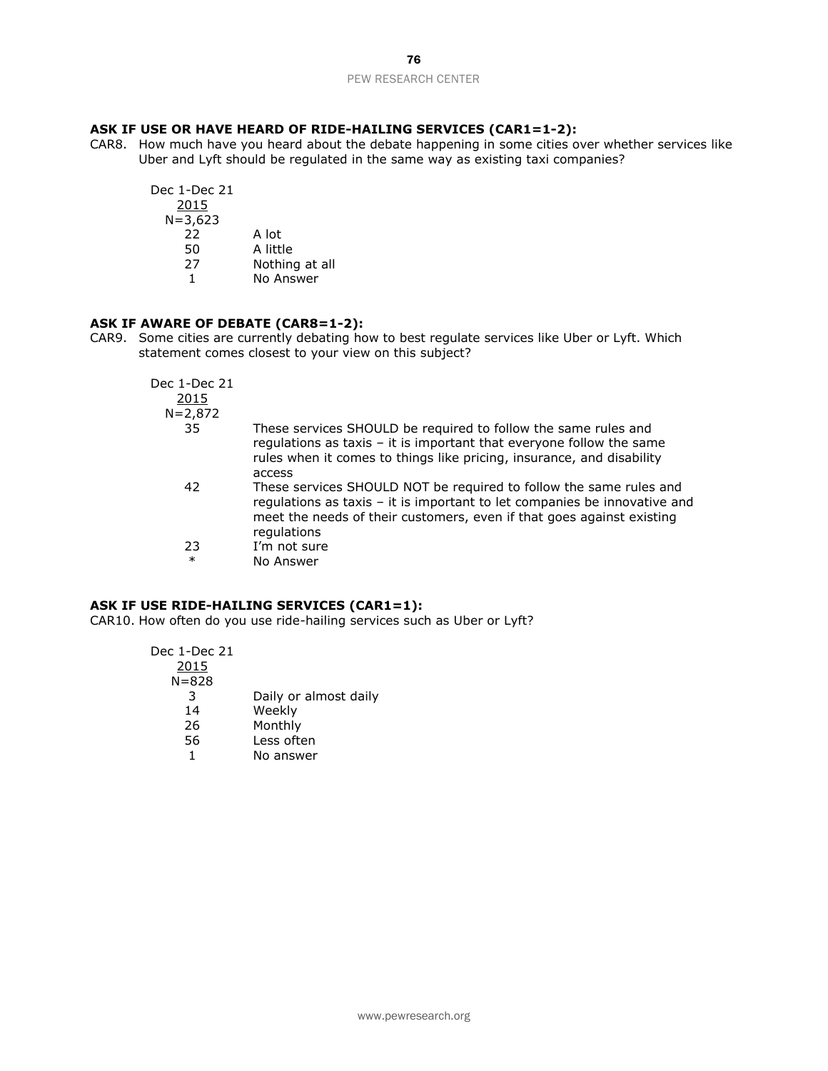**ASK IF USE OR HAVE HEARD OF RIDE-HAILING SERVICES (CAR1=1-2):**

CAR8. How much have you heard about the debate happening in some cities over whether services like Uber and Lyft should be regulated in the same way as existing taxi companies?

| Dec 1-Dec 21 2015 N=3,623 | |
|---|---|
| 22 | A lot |
| 50 | A little |
| 27 | Nothing at all |
| 1 | No Answer |

**ASK IF AWARE OF DEBATE (CAR8=1-2):**

CAR9. Some cities are currently debating how to best regulate services like Uber or Lyft. Which statement comes closest to your view on this subject?

| Dec 1-Dec 21 2015 N=2,872 | |
|---|---|
| 35 | These services SHOULD be required to follow the same rules and regulations as taxis – it is important that everyone follow the same rules when it comes to things like pricing, insurance, and disability access |
| 42 | These services SHOULD NOT be required to follow the same rules and regulations as taxis – it is important to let companies be innovative and meet the needs of their customers, even if that goes against existing regulations |
| 23 | I'm not sure |
| * | No Answer |

**ASK IF USE RIDE-HAILING SERVICES (CAR1=1):**

CAR10. How often do you use ride-hailing services such as Uber or Lyft?

| Dec 1-Dec 21 2015 N=828 | |
|---|---|
| 3 | Daily or almost daily |
| 14 | Weekly |
| 26 | Monthly |
| 56 | Less often |
| 1 | No answer |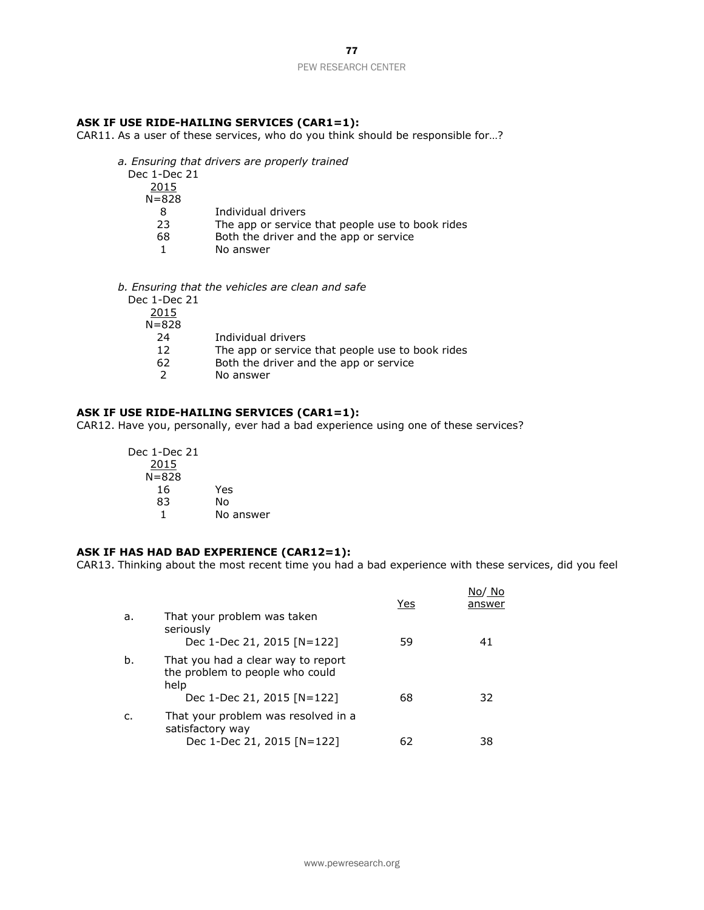**ASK IF USE RIDE-HAILING SERVICES (CAR1=1):**
CAR11. As a user of these services, who do you think should be responsible for…?

*a. Ensuring that drivers are properly trained*

| Dec 1-Dec 21 2015 N=828 | |
|---|---|
| 8 | Individual drivers |
| 23 | The app or service that people use to book rides |
| 68 | Both the driver and the app or service |
| 1 | No answer |

*b. Ensuring that the vehicles are clean and safe*

| Dec 1-Dec 21 2015 N=828 | |
|---|---|
| 24 | Individual drivers |
| 12 | The app or service that people use to book rides |
| 62 | Both the driver and the app or service |
| 2 | No answer |

**ASK IF USE RIDE-HAILING SERVICES (CAR1=1):**
CAR12. Have you, personally, ever had a bad experience using one of these services?

| Dec 1-Dec 21 2015 N=828 | |
|---|---|
| 16 | Yes |
| 83 | No |
| 1 | No answer |

**ASK IF HAS HAD BAD EXPERIENCE (CAR12=1):**
CAR13. Thinking about the most recent time you had a bad experience with these services, did you feel

| | | Yes | No/ No answer |
|---|---|---|---|
| a. | That your problem was taken seriously<br>Dec 1-Dec 21, 2015 [N=122] | 59 | 41 |
| b. | That you had a clear way to report the problem to people who could help<br>Dec 1-Dec 21, 2015 [N=122] | 68 | 32 |
| c. | That your problem was resolved in a satisfactory way<br>Dec 1-Dec 21, 2015 [N=122] | 62 | 38 |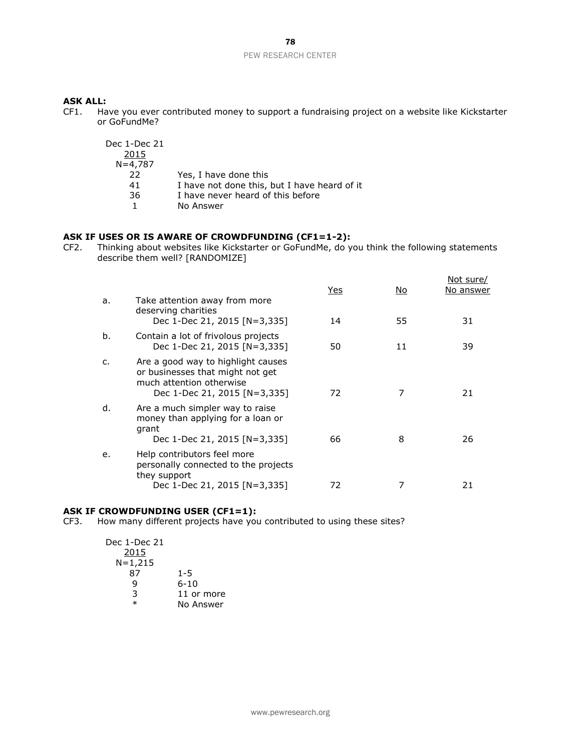**ASK ALL:**

CF1. Have you ever contributed money to support a fundraising project on a website like Kickstarter or GoFundMe?

| Dec 1-Dec 21 2015 N=4,787 | |
|---|---|
| 22 | Yes, I have done this |
| 41 | I have not done this, but I have heard of it |
| 36 | I have never heard of this before |
| 1 | No Answer |

**ASK IF USES OR IS AWARE OF CROWDFUNDING (CF1=1-2):**

CF2. Thinking about websites like Kickstarter or GoFundMe, do you think the following statements describe them well? [RANDOMIZE]

| | | Yes | No | Not sure/ No answer |
|---|---|---|---|---|
| a. | Take attention away from more deserving charities<br>Dec 1-Dec 21, 2015 [N=3,335] | 14 | 55 | 31 |
| b. | Contain a lot of frivolous projects<br>Dec 1-Dec 21, 2015 [N=3,335] | 50 | 11 | 39 |
| c. | Are a good way to highlight causes or businesses that might not get much attention otherwise<br>Dec 1-Dec 21, 2015 [N=3,335] | 72 | 7 | 21 |
| d. | Are a much simpler way to raise money than applying for a loan or grant<br>Dec 1-Dec 21, 2015 [N=3,335] | 66 | 8 | 26 |
| e. | Help contributors feel more personally connected to the projects they support<br>Dec 1-Dec 21, 2015 [N=3,335] | 72 | 7 | 21 |

**ASK IF CROWDFUNDING USER (CF1=1):**

CF3. How many different projects have you contributed to using these sites?

| Dec 1-Dec 21 2015 N=1,215 | |
|---|---|
| 87 | 1-5 |
| 9 | 6-10 |
| 3 | 11 or more |
| * | No Answer |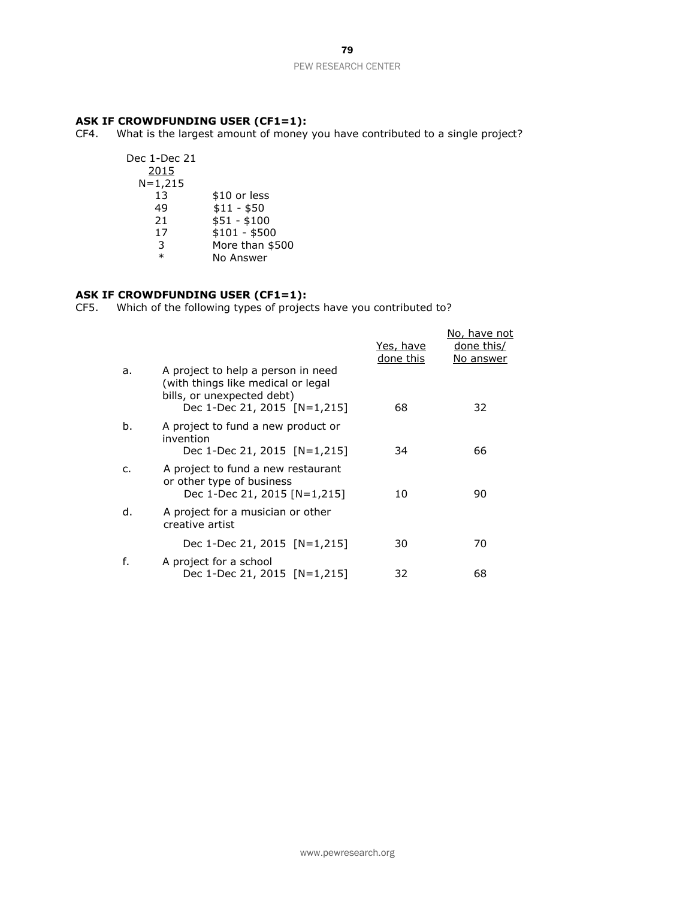**ASK IF CROWDFUNDING USER (CF1=1):**

CF4. What is the largest amount of money you have contributed to a single project?

| Dec 1-Dec 21 2015 N=1,215 | |
|---|---|
| 13 | $10 or less |
| 49 | $11 - $50 |
| 21 | $51 - $100 |
| 17 | $101 - $500 |
| 3 | More than $500 |
| * | No Answer |

**ASK IF CROWDFUNDING USER (CF1=1):**

CF5. Which of the following types of projects have you contributed to?

| | | Yes, have done this | No, have not done this/ No answer |
|---|---|---|---|
| a. | A project to help a person in need (with things like medical or legal bills, or unexpected debt) Dec 1-Dec 21, 2015 [N=1,215] | 68 | 32 |
| b. | A project to fund a new product or invention Dec 1-Dec 21, 2015 [N=1,215] | 34 | 66 |
| c. | A project to fund a new restaurant or other type of business Dec 1-Dec 21, 2015 [N=1,215] | 10 | 90 |
| d. | A project for a musician or other creative artist Dec 1-Dec 21, 2015 [N=1,215] | 30 | 70 |
| f. | A project for a school Dec 1-Dec 21, 2015 [N=1,215] | 32 | 68 |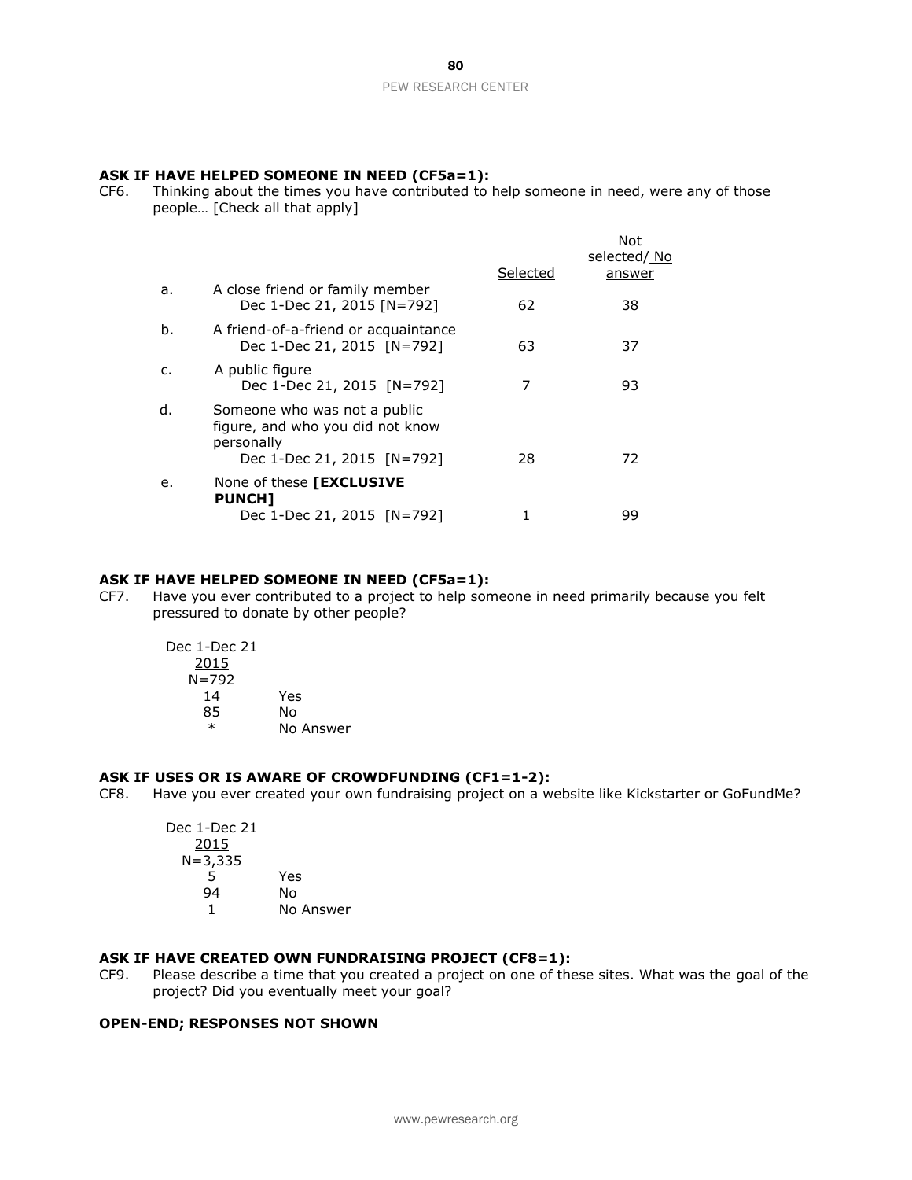**ASK IF HAVE HELPED SOMEONE IN NEED (CF5a=1):**

CF6. Thinking about the times you have contributed to help someone in need, were any of those people… [Check all that apply]

| | | Selected | Not selected/ No answer |
|---|---|---|---|
| a. | A close friend or family member Dec 1-Dec 21, 2015 [N=792] | 62 | 38 |
| b. | A friend-of-a-friend or acquaintance Dec 1-Dec 21, 2015 [N=792] | 63 | 37 |
| c. | A public figure Dec 1-Dec 21, 2015 [N=792] | 7 | 93 |
| d. | Someone who was not a public figure, and who you did not know personally Dec 1-Dec 21, 2015 [N=792] | 28 | 72 |
| e. | None of these **[EXCLUSIVE PUNCH]** Dec 1-Dec 21, 2015 [N=792] | 1 | 99 |

**ASK IF HAVE HELPED SOMEONE IN NEED (CF5a=1):**

CF7. Have you ever contributed to a project to help someone in need primarily because you felt pressured to donate by other people?

| Dec 1-Dec 21 2015 N=792 | |
|---|---|
| 14 | Yes |
| 85 | No |
| * | No Answer |

**ASK IF USES OR IS AWARE OF CROWDFUNDING (CF1=1-2):**

CF8. Have you ever created your own fundraising project on a website like Kickstarter or GoFundMe?

| Dec 1-Dec 21 2015 N=3,335 | |
|---|---|
| 5 | Yes |
| 94 | No |
| 1 | No Answer |

**ASK IF HAVE CREATED OWN FUNDRAISING PROJECT (CF8=1):**

CF9. Please describe a time that you created a project on one of these sites. What was the goal of the project? Did you eventually meet your goal?

**OPEN-END; RESPONSES NOT SHOWN**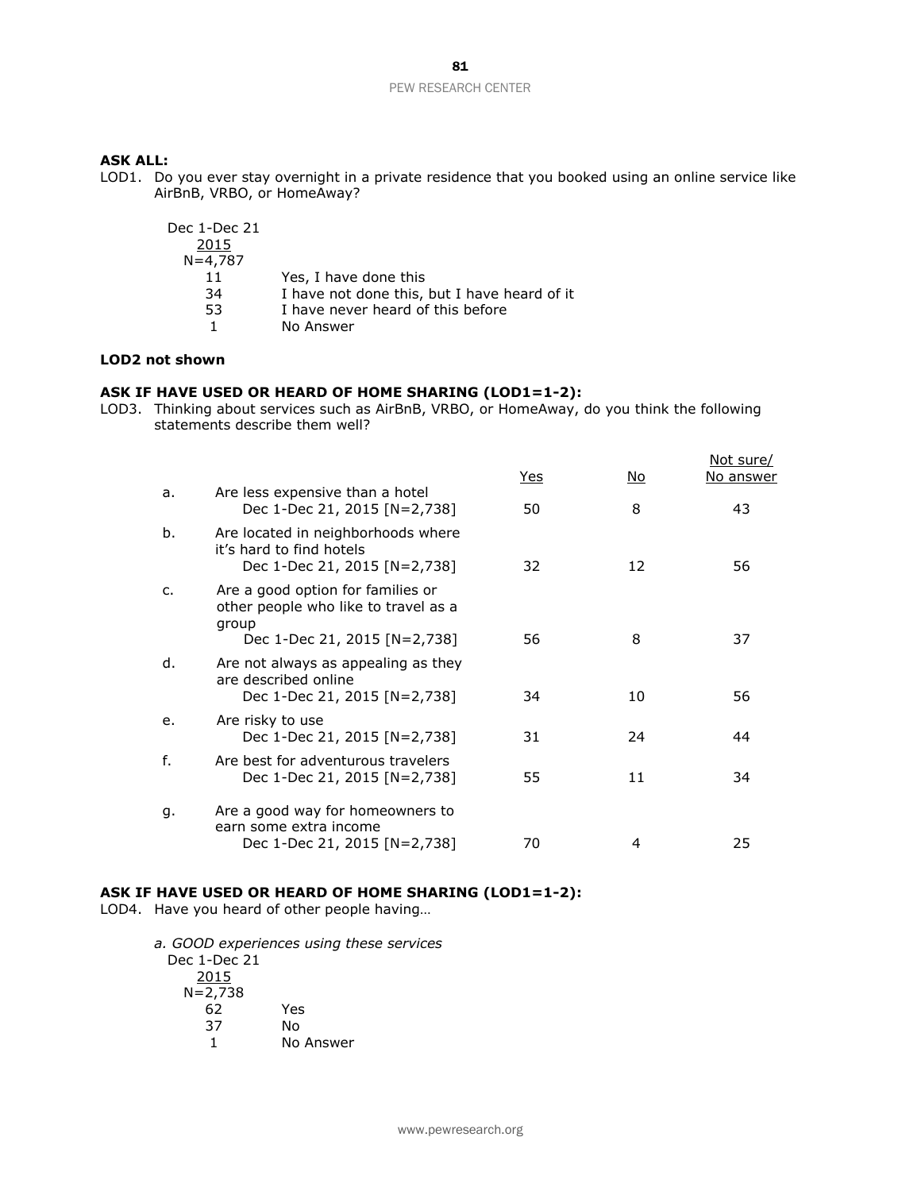**ASK ALL:**

LOD1. Do you ever stay overnight in a private residence that you booked using an online service like AirBnB, VRBO, or HomeAway?

| Dec 1-Dec 21 2015 N=4,787 | |
|---|---|
| 11 | Yes, I have done this |
| 34 | I have not done this, but I have heard of it |
| 53 | I have never heard of this before |
| 1 | No Answer |

**LOD2 not shown**

**ASK IF HAVE USED OR HEARD OF HOME SHARING (LOD1=1-2):**

LOD3. Thinking about services such as AirBnB, VRBO, or HomeAway, do you think the following statements describe them well?

| | | Yes | No | Not sure/ No answer |
|---|---|---|---|---|
| a. | Are less expensive than a hotel<br>Dec 1-Dec 21, 2015 [N=2,738] | 50 | 8 | 43 |
| b. | Are located in neighborhoods where it's hard to find hotels<br>Dec 1-Dec 21, 2015 [N=2,738] | 32 | 12 | 56 |
| c. | Are a good option for families or other people who like to travel as a group<br>Dec 1-Dec 21, 2015 [N=2,738] | 56 | 8 | 37 |
| d. | Are not always as appealing as they are described online<br>Dec 1-Dec 21, 2015 [N=2,738] | 34 | 10 | 56 |
| e. | Are risky to use<br>Dec 1-Dec 21, 2015 [N=2,738] | 31 | 24 | 44 |
| f. | Are best for adventurous travelers<br>Dec 1-Dec 21, 2015 [N=2,738] | 55 | 11 | 34 |
| g. | Are a good way for homeowners to earn some extra income<br>Dec 1-Dec 21, 2015 [N=2,738] | 70 | 4 | 25 |

**ASK IF HAVE USED OR HEARD OF HOME SHARING (LOD1=1-2):**

LOD4. Have you heard of other people having…

*a. GOOD experiences using these services*

| Dec 1-Dec 21 2015 N=2,738 | |
|---|---|
| 62 | Yes |
| 37 | No |
| 1 | No Answer |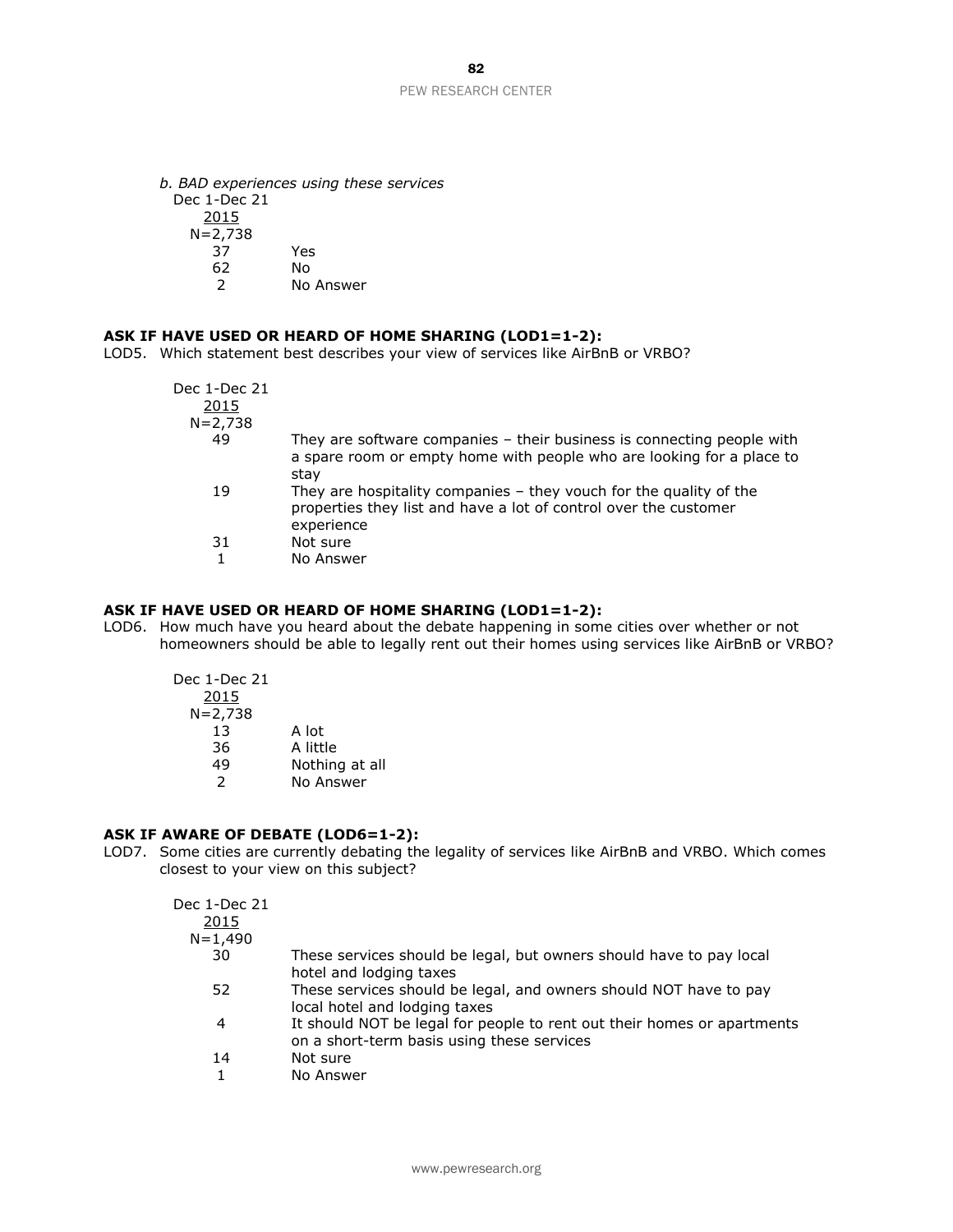*b. BAD experiences using these services*

| Dec 1-Dec 21 2015 N=2,738 | |
|---|---|
| 37 | Yes |
| 62 | No |
| 2 | No Answer |

**ASK IF HAVE USED OR HEARD OF HOME SHARING (LOD1=1-2):**

LOD5. Which statement best describes your view of services like AirBnB or VRBO?

| Dec 1-Dec 21 2015 N=2,738 | |
|---|---|
| 49 | They are software companies – their business is connecting people with a spare room or empty home with people who are looking for a place to stay |
| 19 | They are hospitality companies – they vouch for the quality of the properties they list and have a lot of control over the customer experience |
| 31 | Not sure |
| 1 | No Answer |

**ASK IF HAVE USED OR HEARD OF HOME SHARING (LOD1=1-2):**

LOD6. How much have you heard about the debate happening in some cities over whether or not homeowners should be able to legally rent out their homes using services like AirBnB or VRBO?

| Dec 1-Dec 21 2015 N=2,738 | |
|---|---|
| 13 | A lot |
| 36 | A little |
| 49 | Nothing at all |
| 2 | No Answer |

**ASK IF AWARE OF DEBATE (LOD6=1-2):**

LOD7. Some cities are currently debating the legality of services like AirBnB and VRBO. Which comes closest to your view on this subject?

| Dec 1-Dec 21 2015 N=1,490 | |
|---|---|
| 30 | These services should be legal, but owners should have to pay local hotel and lodging taxes |
| 52 | These services should be legal, and owners should NOT have to pay local hotel and lodging taxes |
| 4 | It should NOT be legal for people to rent out their homes or apartments on a short-term basis using these services |
| 14 | Not sure |
| 1 | No Answer |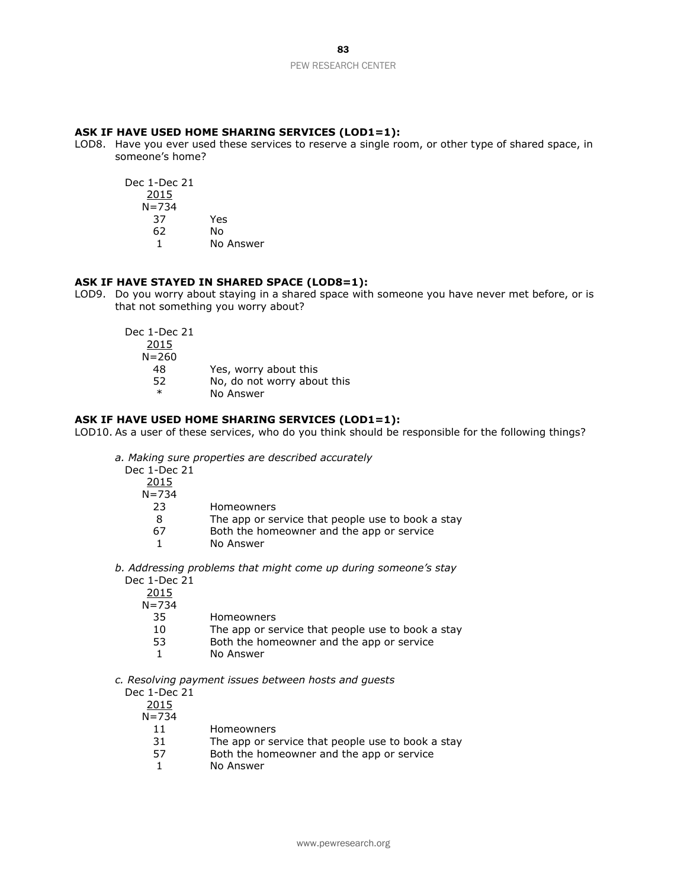**ASK IF HAVE USED HOME SHARING SERVICES (LOD1=1):**

LOD8. Have you ever used these services to reserve a single room, or other type of shared space, in someone's home?

| Dec 1-Dec 21 2015 N=734 | |
|---|---|
| 37 | Yes |
| 62 | No |
| 1 | No Answer |

**ASK IF HAVE STAYED IN SHARED SPACE (LOD8=1):**

LOD9. Do you worry about staying in a shared space with someone you have never met before, or is that not something you worry about?

| Dec 1-Dec 21 2015 N=260 | |
|---|---|
| 48 | Yes, worry about this |
| 52 | No, do not worry about this |
| * | No Answer |

**ASK IF HAVE USED HOME SHARING SERVICES (LOD1=1):**

LOD10. As a user of these services, who do you think should be responsible for the following things?

*a. Making sure properties are described accurately*

| Dec 1-Dec 21 2015 N=734 | |
|---|---|
| 23 | Homeowners |
| 8 | The app or service that people use to book a stay |
| 67 | Both the homeowner and the app or service |
| 1 | No Answer |

*b. Addressing problems that might come up during someone's stay*

| Dec 1-Dec 21 2015 N=734 | |
|---|---|
| 35 | Homeowners |
| 10 | The app or service that people use to book a stay |
| 53 | Both the homeowner and the app or service |
| 1 | No Answer |

*c. Resolving payment issues between hosts and guests*

| Dec 1-Dec 21 2015 N=734 | |
|---|---|
| 11 | Homeowners |
| 31 | The app or service that people use to book a stay |
| 57 | Both the homeowner and the app or service |
| 1 | No Answer |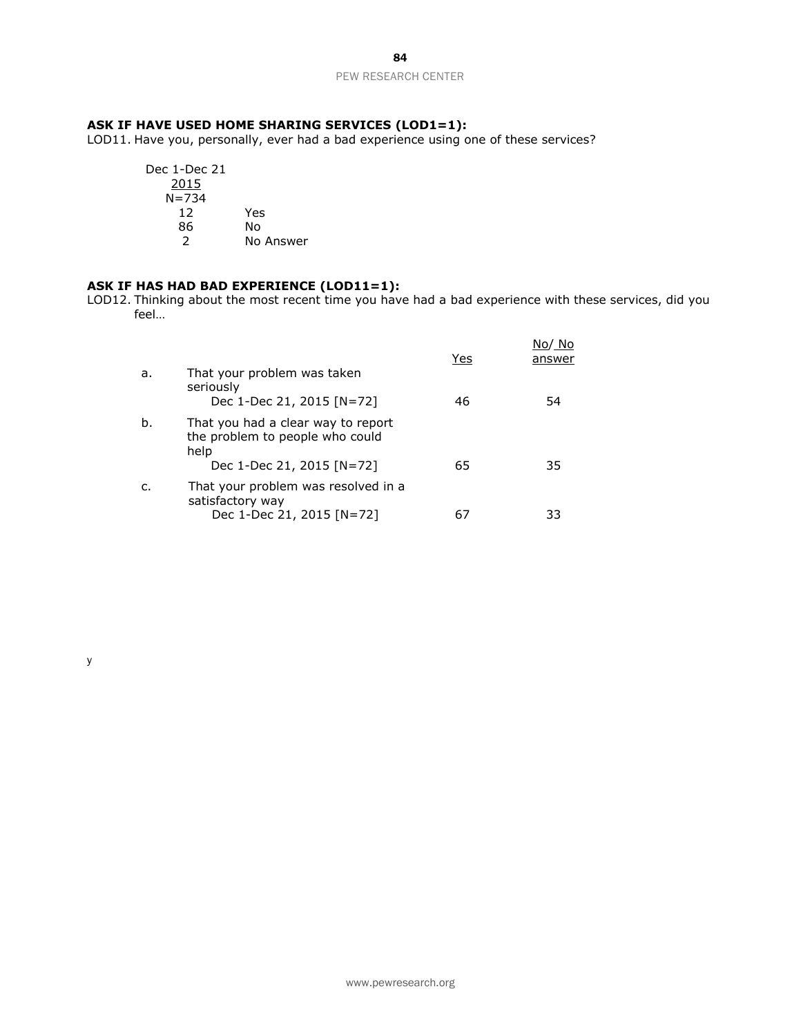**ASK IF HAVE USED HOME SHARING SERVICES (LOD1=1):**

LOD11. Have you, personally, ever had a bad experience using one of these services?

| Dec 1-Dec 21 2015 N=734 | |
|---|---|
| 12 | Yes |
| 86 | No |
| 2 | No Answer |

**ASK IF HAS HAD BAD EXPERIENCE (LOD11=1):**

LOD12. Thinking about the most recent time you have had a bad experience with these services, did you feel…

| | | Yes | No/ No answer |
|---|---|---|---|
| a. | That your problem was taken seriously | | |
| | Dec 1-Dec 21, 2015 [N=72] | 46 | 54 |
| b. | That you had a clear way to report the problem to people who could help | | |
| | Dec 1-Dec 21, 2015 [N=72] | 65 | 35 |
| c. | That your problem was resolved in a satisfactory way | | |
| | Dec 1-Dec 21, 2015 [N=72] | 67 | 33 |

y